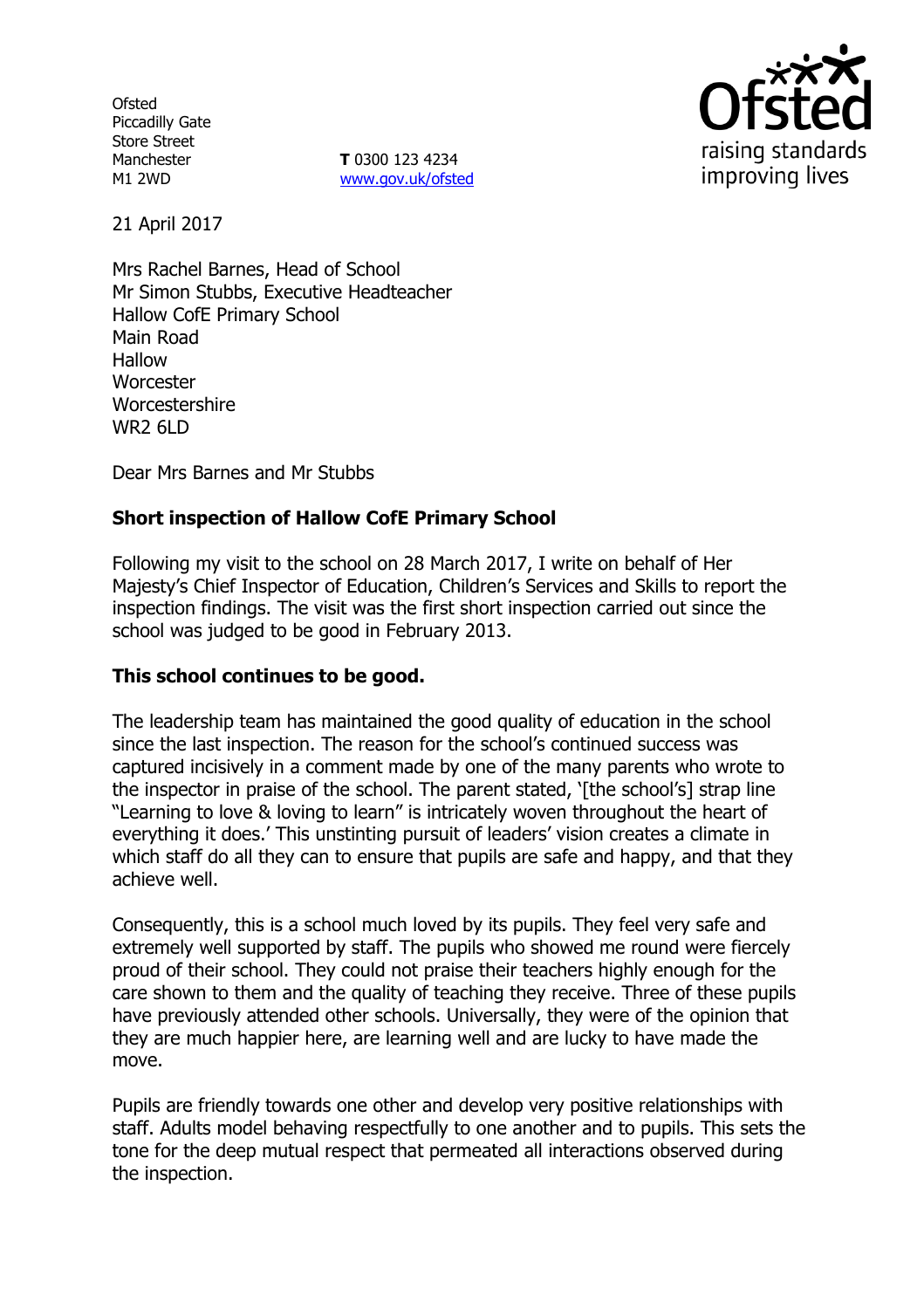Ofsted
Piccadilly Gate
Store Street
Manchester
M1 2WD

**T** 0300 123 4234
www.gov.uk/ofsted

21 April 2017

Mrs Rachel Barnes, Head of School
Mr Simon Stubbs, Executive Headteacher
Hallow CofE Primary School
Main Road
Hallow
Worcester
Worcestershire
WR2 6LD

Dear Mrs Barnes and Mr Stubbs

**Short inspection of Hallow CofE Primary School**

Following my visit to the school on 28 March 2017, I write on behalf of Her Majesty's Chief Inspector of Education, Children's Services and Skills to report the inspection findings. The visit was the first short inspection carried out since the school was judged to be good in February 2013.

**This school continues to be good.**

The leadership team has maintained the good quality of education in the school since the last inspection. The reason for the school's continued success was captured incisively in a comment made by one of the many parents who wrote to the inspector in praise of the school. The parent stated, '[the school's] strap line "Learning to love & loving to learn" is intricately woven throughout the heart of everything it does.' This unstinting pursuit of leaders' vision creates a climate in which staff do all they can to ensure that pupils are safe and happy, and that they achieve well.

Consequently, this is a school much loved by its pupils. They feel very safe and extremely well supported by staff. The pupils who showed me round were fiercely proud of their school. They could not praise their teachers highly enough for the care shown to them and the quality of teaching they receive. Three of these pupils have previously attended other schools. Universally, they were of the opinion that they are much happier here, are learning well and are lucky to have made the move.

Pupils are friendly towards one other and develop very positive relationships with staff. Adults model behaving respectfully to one another and to pupils. This sets the tone for the deep mutual respect that permeated all interactions observed during the inspection.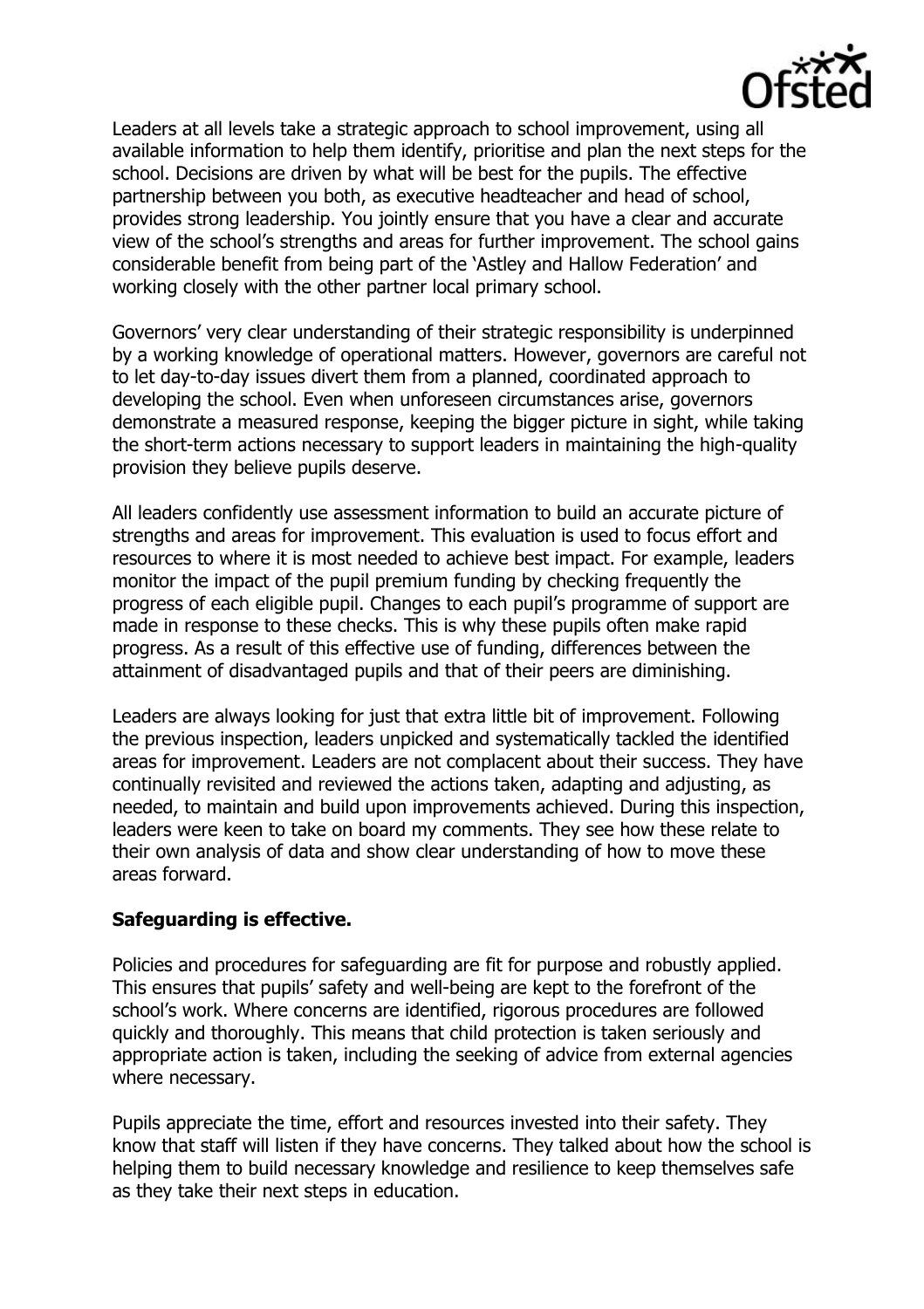Leaders at all levels take a strategic approach to school improvement, using all available information to help them identify, prioritise and plan the next steps for the school. Decisions are driven by what will be best for the pupils. The effective partnership between you both, as executive headteacher and head of school, provides strong leadership. You jointly ensure that you have a clear and accurate view of the school's strengths and areas for further improvement. The school gains considerable benefit from being part of the 'Astley and Hallow Federation' and working closely with the other partner local primary school.

Governors' very clear understanding of their strategic responsibility is underpinned by a working knowledge of operational matters. However, governors are careful not to let day-to-day issues divert them from a planned, coordinated approach to developing the school. Even when unforeseen circumstances arise, governors demonstrate a measured response, keeping the bigger picture in sight, while taking the short-term actions necessary to support leaders in maintaining the high-quality provision they believe pupils deserve.

All leaders confidently use assessment information to build an accurate picture of strengths and areas for improvement. This evaluation is used to focus effort and resources to where it is most needed to achieve best impact. For example, leaders monitor the impact of the pupil premium funding by checking frequently the progress of each eligible pupil. Changes to each pupil's programme of support are made in response to these checks. This is why these pupils often make rapid progress. As a result of this effective use of funding, differences between the attainment of disadvantaged pupils and that of their peers are diminishing.

Leaders are always looking for just that extra little bit of improvement. Following the previous inspection, leaders unpicked and systematically tackled the identified areas for improvement. Leaders are not complacent about their success. They have continually revisited and reviewed the actions taken, adapting and adjusting, as needed, to maintain and build upon improvements achieved. During this inspection, leaders were keen to take on board my comments. They see how these relate to their own analysis of data and show clear understanding of how to move these areas forward.

**Safeguarding is effective.**

Policies and procedures for safeguarding are fit for purpose and robustly applied. This ensures that pupils' safety and well-being are kept to the forefront of the school's work. Where concerns are identified, rigorous procedures are followed quickly and thoroughly. This means that child protection is taken seriously and appropriate action is taken, including the seeking of advice from external agencies where necessary.

Pupils appreciate the time, effort and resources invested into their safety. They know that staff will listen if they have concerns. They talked about how the school is helping them to build necessary knowledge and resilience to keep themselves safe as they take their next steps in education.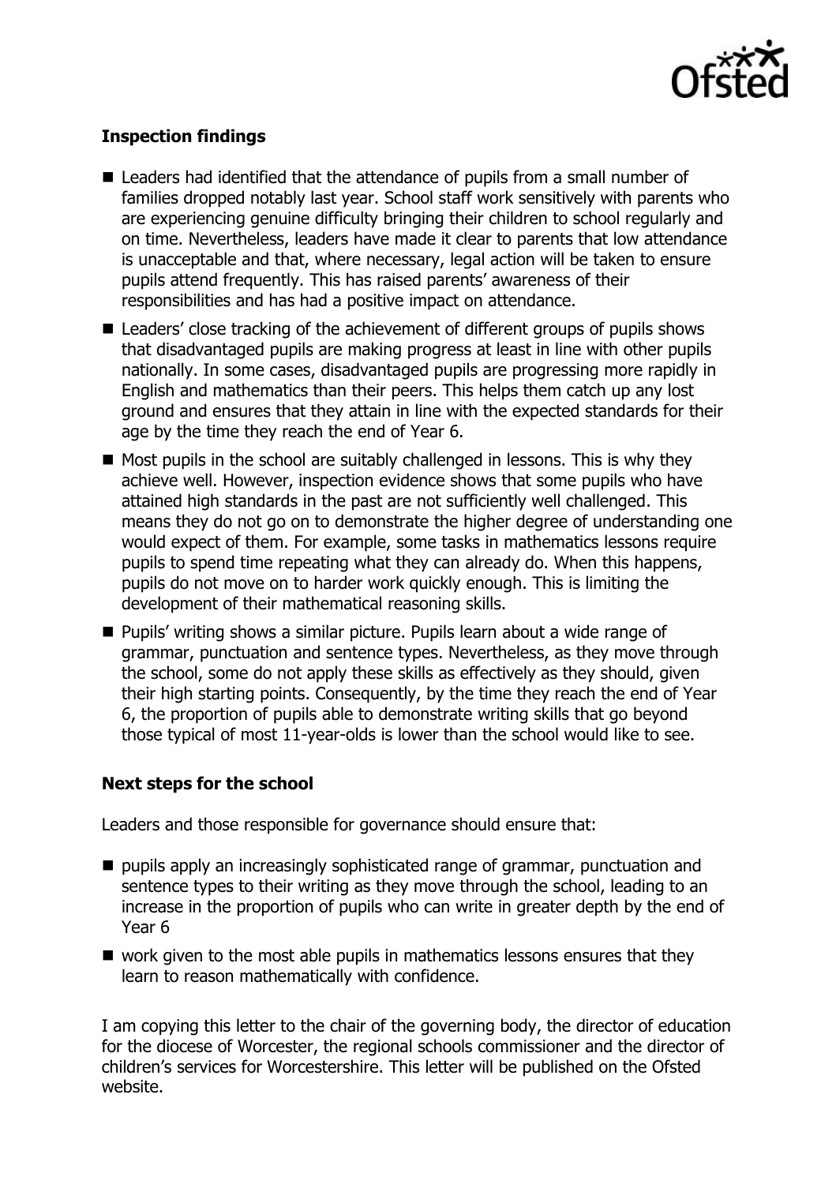## Inspection findings

- Leaders had identified that the attendance of pupils from a small number of families dropped notably last year. School staff work sensitively with parents who are experiencing genuine difficulty bringing their children to school regularly and on time. Nevertheless, leaders have made it clear to parents that low attendance is unacceptable and that, where necessary, legal action will be taken to ensure pupils attend frequently. This has raised parents' awareness of their responsibilities and has had a positive impact on attendance.
- Leaders' close tracking of the achievement of different groups of pupils shows that disadvantaged pupils are making progress at least in line with other pupils nationally. In some cases, disadvantaged pupils are progressing more rapidly in English and mathematics than their peers. This helps them catch up any lost ground and ensures that they attain in line with the expected standards for their age by the time they reach the end of Year 6.
- Most pupils in the school are suitably challenged in lessons. This is why they achieve well. However, inspection evidence shows that some pupils who have attained high standards in the past are not sufficiently well challenged. This means they do not go on to demonstrate the higher degree of understanding one would expect of them. For example, some tasks in mathematics lessons require pupils to spend time repeating what they can already do. When this happens, pupils do not move on to harder work quickly enough. This is limiting the development of their mathematical reasoning skills.
- Pupils' writing shows a similar picture. Pupils learn about a wide range of grammar, punctuation and sentence types. Nevertheless, as they move through the school, some do not apply these skills as effectively as they should, given their high starting points. Consequently, by the time they reach the end of Year 6, the proportion of pupils able to demonstrate writing skills that go beyond those typical of most 11-year-olds is lower than the school would like to see.

## Next steps for the school

Leaders and those responsible for governance should ensure that:

- pupils apply an increasingly sophisticated range of grammar, punctuation and sentence types to their writing as they move through the school, leading to an increase in the proportion of pupils who can write in greater depth by the end of Year 6
- work given to the most able pupils in mathematics lessons ensures that they learn to reason mathematically with confidence.

I am copying this letter to the chair of the governing body, the director of education for the diocese of Worcester, the regional schools commissioner and the director of children's services for Worcestershire. This letter will be published on the Ofsted website.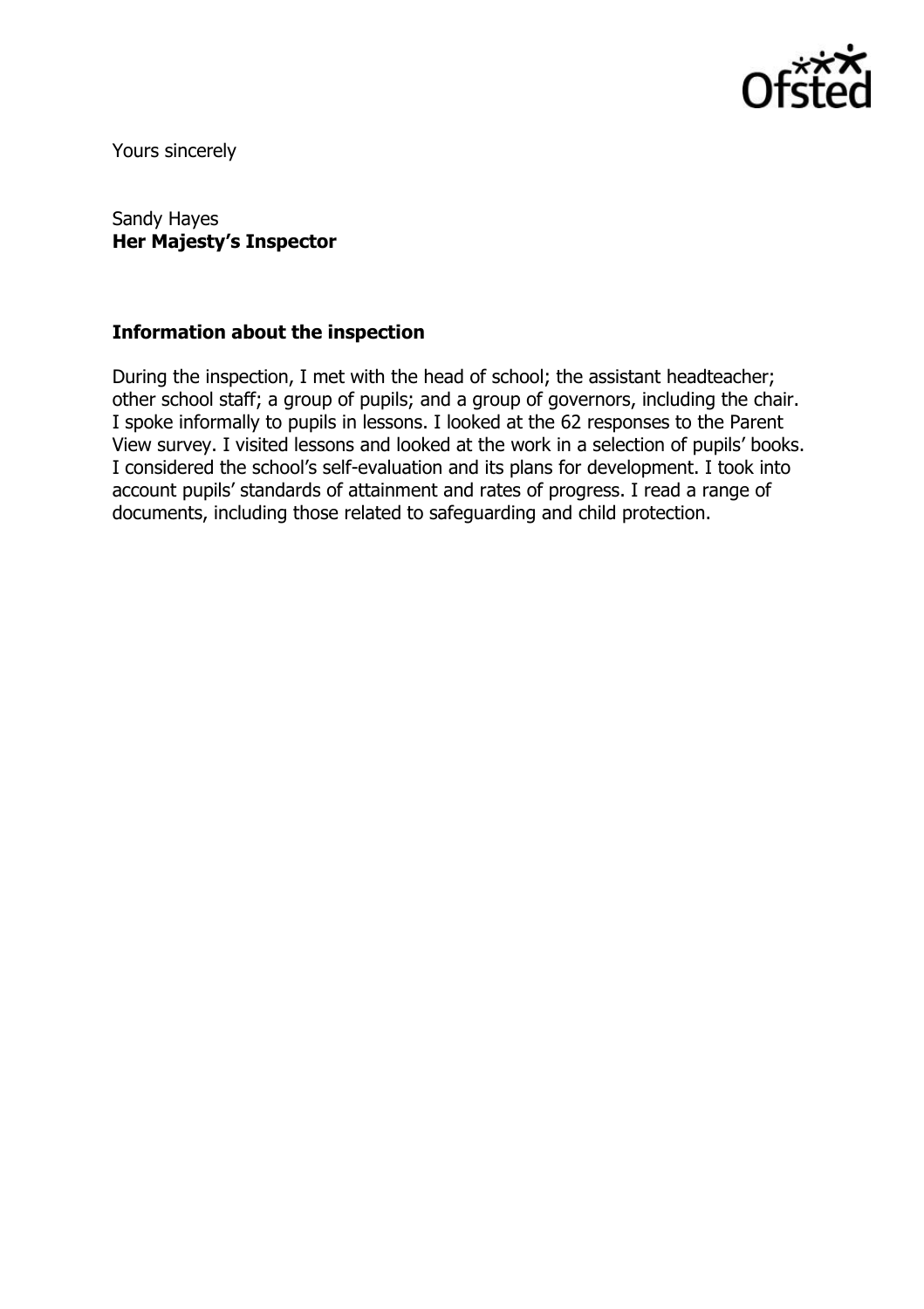Yours sincerely

Sandy Hayes
**Her Majesty's Inspector**

### Information about the inspection

During the inspection, I met with the head of school; the assistant headteacher; other school staff; a group of pupils; and a group of governors, including the chair. I spoke informally to pupils in lessons. I looked at the 62 responses to the Parent View survey. I visited lessons and looked at the work in a selection of pupils' books. I considered the school's self-evaluation and its plans for development. I took into account pupils' standards of attainment and rates of progress. I read a range of documents, including those related to safeguarding and child protection.